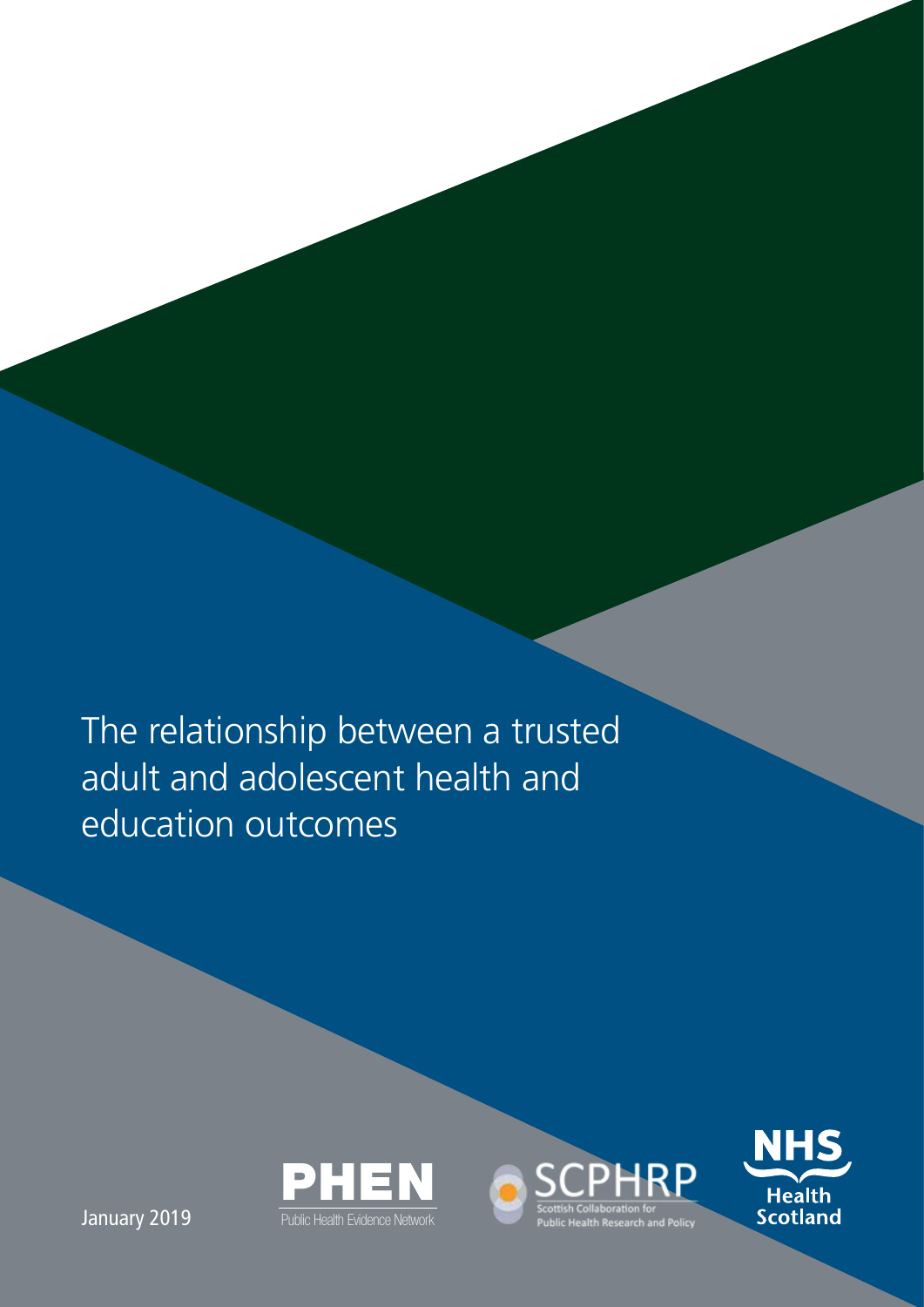# The relationship between a trusted adult and adolescent health and education outcomes

January 2019

PHEN
Public Health Evidence Network

SCPHRP
Scottish Collaboration for Public Health Research and Policy

NHS
Health Scotland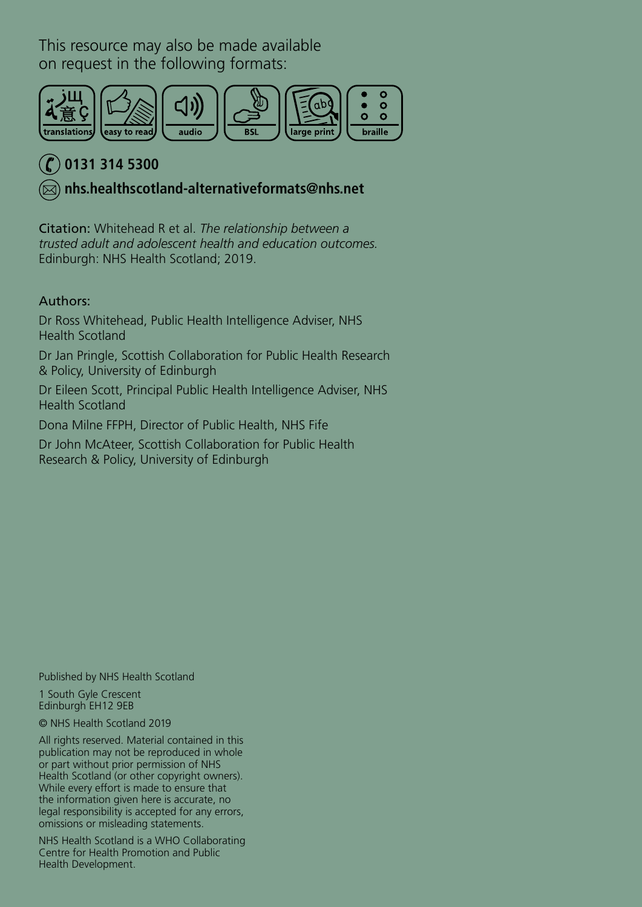This resource may also be made available on request in the following formats:

translations | easy to read | audio | BSL | large print | braille

**0131 314 5300**

**nhs.healthscotland-alternativeformats@nhs.net**

Citation: Whitehead R et al. *The relationship between a trusted adult and adolescent health and education outcomes.* Edinburgh: NHS Health Scotland; 2019.

Authors:

Dr Ross Whitehead, Public Health Intelligence Adviser, NHS Health Scotland

Dr Jan Pringle, Scottish Collaboration for Public Health Research & Policy, University of Edinburgh

Dr Eileen Scott, Principal Public Health Intelligence Adviser, NHS Health Scotland

Dona Milne FFPH, Director of Public Health, NHS Fife

Dr John McAteer, Scottish Collaboration for Public Health Research & Policy, University of Edinburgh

Published by NHS Health Scotland

1 South Gyle Crescent
Edinburgh EH12 9EB

© NHS Health Scotland 2019

All rights reserved. Material contained in this publication may not be reproduced in whole or part without prior permission of NHS Health Scotland (or other copyright owners). While every effort is made to ensure that the information given here is accurate, no legal responsibility is accepted for any errors, omissions or misleading statements.

NHS Health Scotland is a WHO Collaborating Centre for Health Promotion and Public Health Development.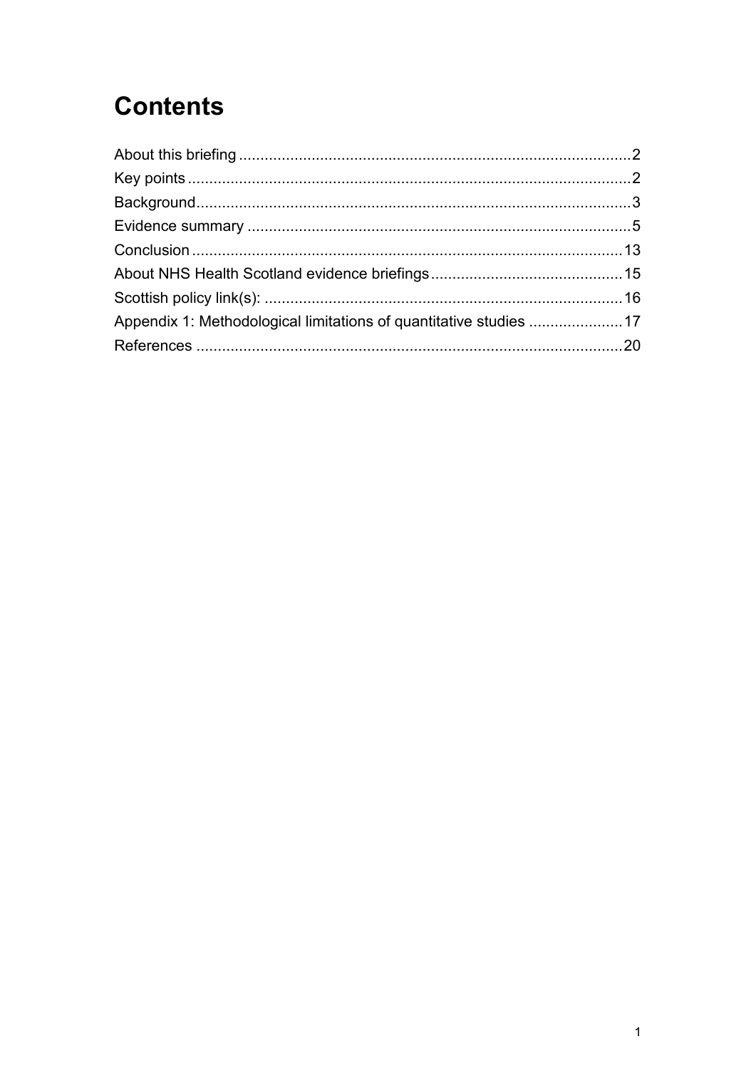# Contents

About this briefing ........................................................................................2
Key points ......................................................................................................2
Background....................................................................................................3
Evidence summary .........................................................................................5
Conclusion ....................................................................................................13
About NHS Health Scotland evidence briefings.............................................15
Scottish policy link(s): ...................................................................................16
Appendix 1: Methodological limitations of quantitative studies ......................17
References ....................................................................................................20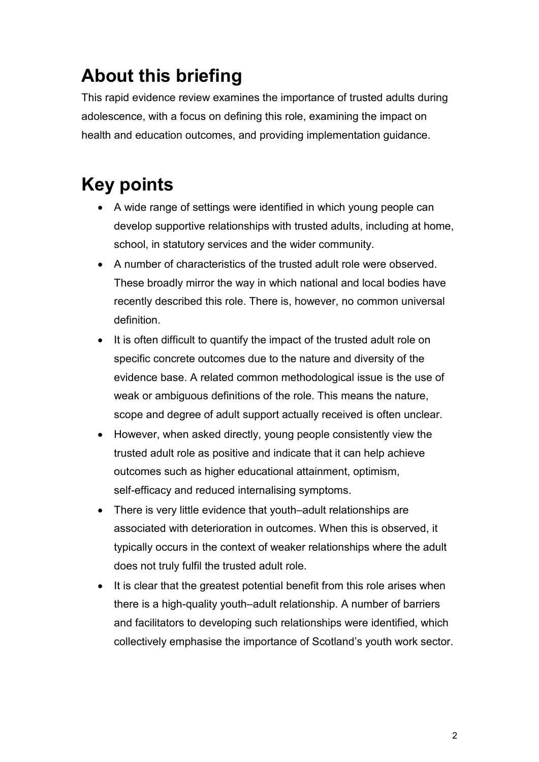## About this briefing

This rapid evidence review examines the importance of trusted adults during adolescence, with a focus on defining this role, examining the impact on health and education outcomes, and providing implementation guidance.

## Key points

- A wide range of settings were identified in which young people can develop supportive relationships with trusted adults, including at home, school, in statutory services and the wider community.
- A number of characteristics of the trusted adult role were observed. These broadly mirror the way in which national and local bodies have recently described this role. There is, however, no common universal definition.
- It is often difficult to quantify the impact of the trusted adult role on specific concrete outcomes due to the nature and diversity of the evidence base. A related common methodological issue is the use of weak or ambiguous definitions of the role. This means the nature, scope and degree of adult support actually received is often unclear.
- However, when asked directly, young people consistently view the trusted adult role as positive and indicate that it can help achieve outcomes such as higher educational attainment, optimism, self-efficacy and reduced internalising symptoms.
- There is very little evidence that youth–adult relationships are associated with deterioration in outcomes. When this is observed, it typically occurs in the context of weaker relationships where the adult does not truly fulfil the trusted adult role.
- It is clear that the greatest potential benefit from this role arises when there is a high-quality youth–adult relationship. A number of barriers and facilitators to developing such relationships were identified, which collectively emphasise the importance of Scotland's youth work sector.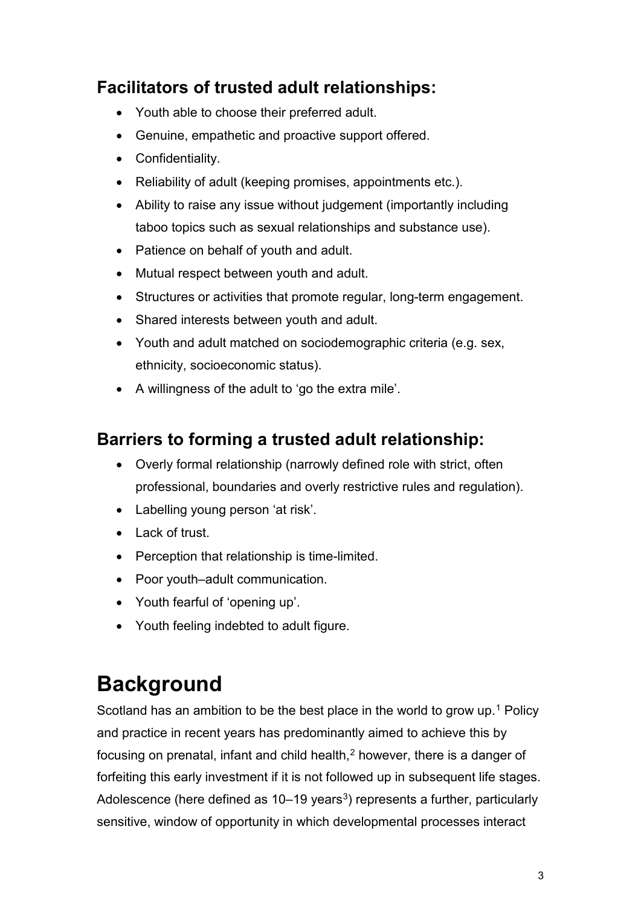### Facilitators of trusted adult relationships:

- Youth able to choose their preferred adult.
- Genuine, empathetic and proactive support offered.
- Confidentiality.
- Reliability of adult (keeping promises, appointments etc.).
- Ability to raise any issue without judgement (importantly including taboo topics such as sexual relationships and substance use).
- Patience on behalf of youth and adult.
- Mutual respect between youth and adult.
- Structures or activities that promote regular, long-term engagement.
- Shared interests between youth and adult.
- Youth and adult matched on sociodemographic criteria (e.g. sex, ethnicity, socioeconomic status).
- A willingness of the adult to 'go the extra mile'.

### Barriers to forming a trusted adult relationship:

- Overly formal relationship (narrowly defined role with strict, often professional, boundaries and overly restrictive rules and regulation).
- Labelling young person 'at risk'.
- Lack of trust.
- Perception that relationship is time-limited.
- Poor youth–adult communication.
- Youth fearful of 'opening up'.
- Youth feeling indebted to adult figure.

# Background

Scotland has an ambition to be the best place in the world to grow up.[1] Policy and practice in recent years has predominantly aimed to achieve this by focusing on prenatal, infant and child health,[2] however, there is a danger of forfeiting this early investment if it is not followed up in subsequent life stages. Adolescence (here defined as 10–19 years[3]) represents a further, particularly sensitive, window of opportunity in which developmental processes interact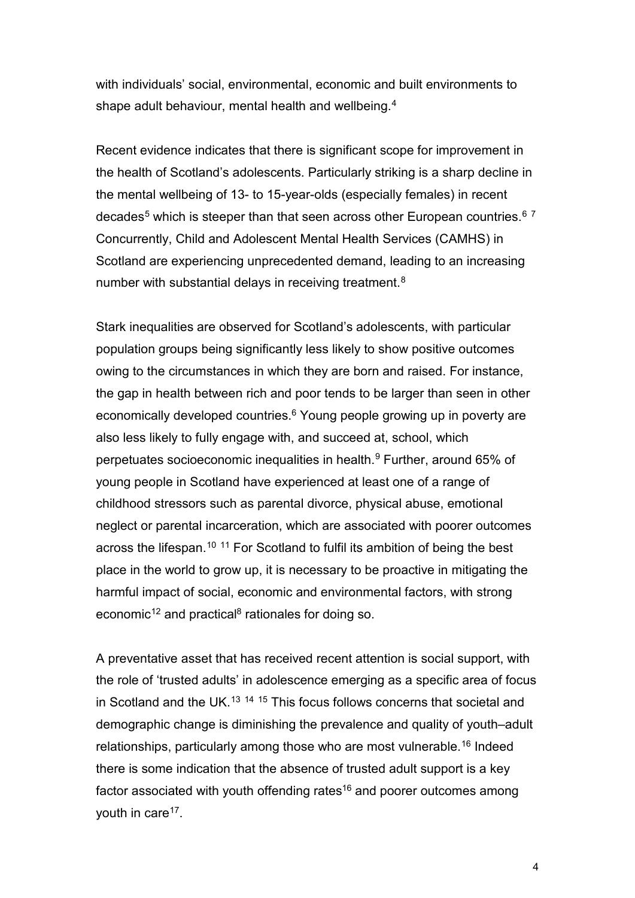with individuals' social, environmental, economic and built environments to shape adult behaviour, mental health and wellbeing.[4]

Recent evidence indicates that there is significant scope for improvement in the health of Scotland's adolescents. Particularly striking is a sharp decline in the mental wellbeing of 13- to 15-year-olds (especially females) in recent decades[5] which is steeper than that seen across other European countries.[6 7] Concurrently, Child and Adolescent Mental Health Services (CAMHS) in Scotland are experiencing unprecedented demand, leading to an increasing number with substantial delays in receiving treatment.[8]

Stark inequalities are observed for Scotland's adolescents, with particular population groups being significantly less likely to show positive outcomes owing to the circumstances in which they are born and raised. For instance, the gap in health between rich and poor tends to be larger than seen in other economically developed countries.[6] Young people growing up in poverty are also less likely to fully engage with, and succeed at, school, which perpetuates socioeconomic inequalities in health.[9] Further, around 65% of young people in Scotland have experienced at least one of a range of childhood stressors such as parental divorce, physical abuse, emotional neglect or parental incarceration, which are associated with poorer outcomes across the lifespan.[10 11] For Scotland to fulfil its ambition of being the best place in the world to grow up, it is necessary to be proactive in mitigating the harmful impact of social, economic and environmental factors, with strong economic[12] and practical[8] rationales for doing so.

A preventative asset that has received recent attention is social support, with the role of 'trusted adults' in adolescence emerging as a specific area of focus in Scotland and the UK.[13 14 15] This focus follows concerns that societal and demographic change is diminishing the prevalence and quality of youth–adult relationships, particularly among those who are most vulnerable.[16] Indeed there is some indication that the absence of trusted adult support is a key factor associated with youth offending rates[16] and poorer outcomes among youth in care[17].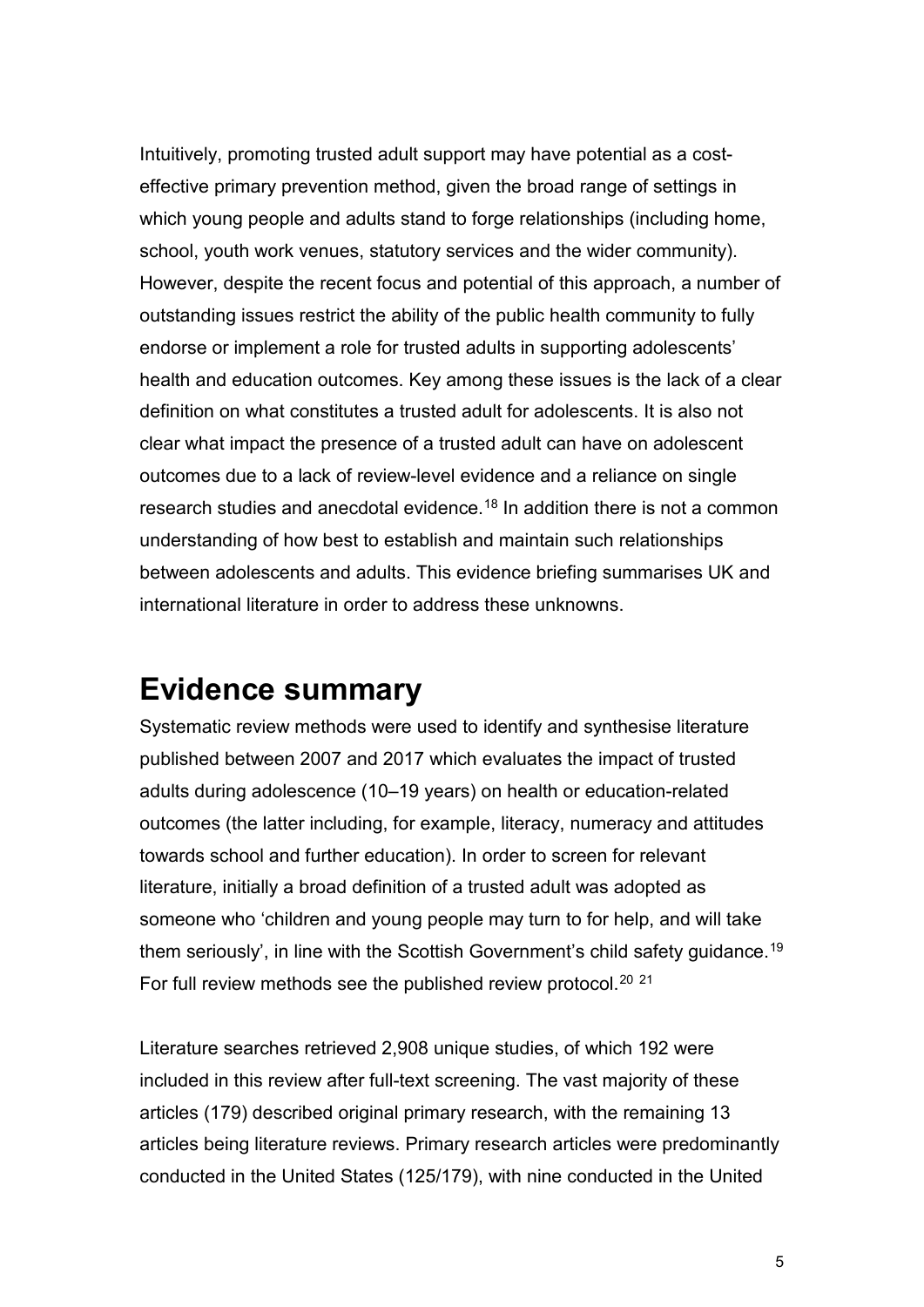Intuitively, promoting trusted adult support may have potential as a cost-effective primary prevention method, given the broad range of settings in which young people and adults stand to forge relationships (including home, school, youth work venues, statutory services and the wider community). However, despite the recent focus and potential of this approach, a number of outstanding issues restrict the ability of the public health community to fully endorse or implement a role for trusted adults in supporting adolescents' health and education outcomes. Key among these issues is the lack of a clear definition on what constitutes a trusted adult for adolescents. It is also not clear what impact the presence of a trusted adult can have on adolescent outcomes due to a lack of review-level evidence and a reliance on single research studies and anecdotal evidence.[18] In addition there is not a common understanding of how best to establish and maintain such relationships between adolescents and adults. This evidence briefing summarises UK and international literature in order to address these unknowns.

## Evidence summary

Systematic review methods were used to identify and synthesise literature published between 2007 and 2017 which evaluates the impact of trusted adults during adolescence (10–19 years) on health or education-related outcomes (the latter including, for example, literacy, numeracy and attitudes towards school and further education). In order to screen for relevant literature, initially a broad definition of a trusted adult was adopted as someone who 'children and young people may turn to for help, and will take them seriously', in line with the Scottish Government's child safety guidance.[19] For full review methods see the published review protocol.[20 21]

Literature searches retrieved 2,908 unique studies, of which 192 were included in this review after full-text screening. The vast majority of these articles (179) described original primary research, with the remaining 13 articles being literature reviews. Primary research articles were predominantly conducted in the United States (125/179), with nine conducted in the United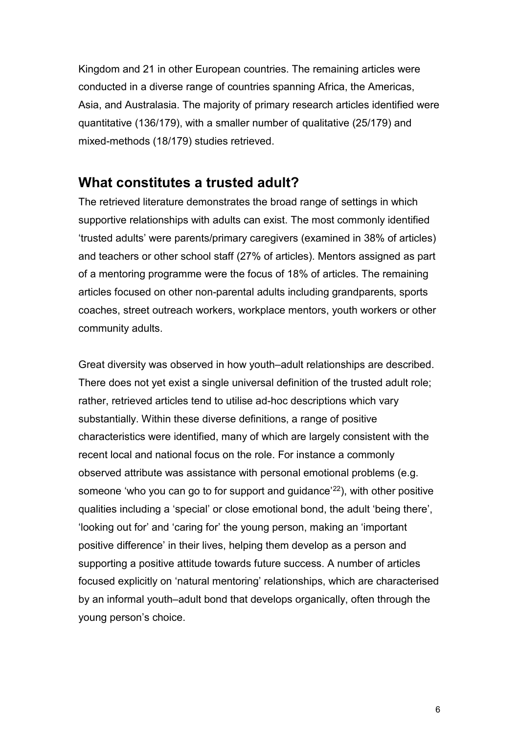Kingdom and 21 in other European countries. The remaining articles were conducted in a diverse range of countries spanning Africa, the Americas, Asia, and Australasia. The majority of primary research articles identified were quantitative (136/179), with a smaller number of qualitative (25/179) and mixed-methods (18/179) studies retrieved.

## What constitutes a trusted adult?

The retrieved literature demonstrates the broad range of settings in which supportive relationships with adults can exist. The most commonly identified 'trusted adults' were parents/primary caregivers (examined in 38% of articles) and teachers or other school staff (27% of articles). Mentors assigned as part of a mentoring programme were the focus of 18% of articles. The remaining articles focused on other non-parental adults including grandparents, sports coaches, street outreach workers, workplace mentors, youth workers or other community adults.

Great diversity was observed in how youth–adult relationships are described. There does not yet exist a single universal definition of the trusted adult role; rather, retrieved articles tend to utilise ad-hoc descriptions which vary substantially. Within these diverse definitions, a range of positive characteristics were identified, many of which are largely consistent with the recent local and national focus on the role. For instance a commonly observed attribute was assistance with personal emotional problems (e.g. someone 'who you can go to for support and guidance'[22]), with other positive qualities including a 'special' or close emotional bond, the adult 'being there', 'looking out for' and 'caring for' the young person, making an 'important positive difference' in their lives, helping them develop as a person and supporting a positive attitude towards future success. A number of articles focused explicitly on 'natural mentoring' relationships, which are characterised by an informal youth–adult bond that develops organically, often through the young person's choice.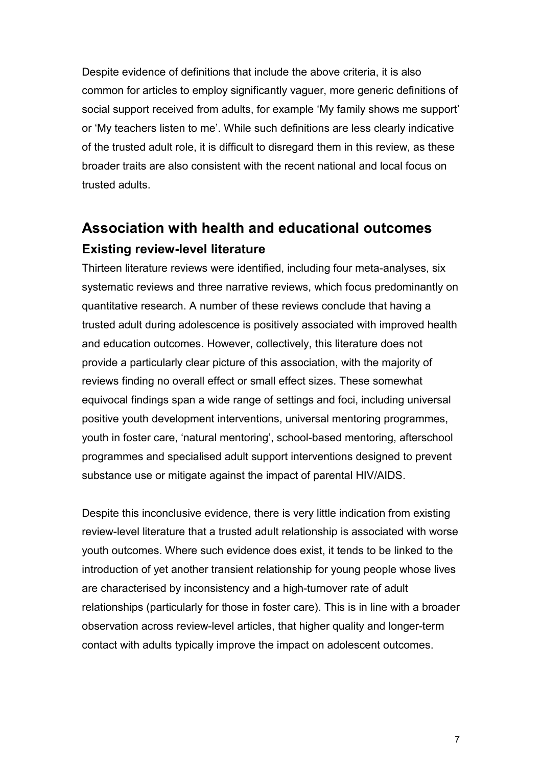Despite evidence of definitions that include the above criteria, it is also common for articles to employ significantly vaguer, more generic definitions of social support received from adults, for example 'My family shows me support' or 'My teachers listen to me'. While such definitions are less clearly indicative of the trusted adult role, it is difficult to disregard them in this review, as these broader traits are also consistent with the recent national and local focus on trusted adults.

## Association with health and educational outcomes

### Existing review-level literature

Thirteen literature reviews were identified, including four meta-analyses, six systematic reviews and three narrative reviews, which focus predominantly on quantitative research. A number of these reviews conclude that having a trusted adult during adolescence is positively associated with improved health and education outcomes. However, collectively, this literature does not provide a particularly clear picture of this association, with the majority of reviews finding no overall effect or small effect sizes. These somewhat equivocal findings span a wide range of settings and foci, including universal positive youth development interventions, universal mentoring programmes, youth in foster care, 'natural mentoring', school-based mentoring, afterschool programmes and specialised adult support interventions designed to prevent substance use or mitigate against the impact of parental HIV/AIDS.

Despite this inconclusive evidence, there is very little indication from existing review-level literature that a trusted adult relationship is associated with worse youth outcomes. Where such evidence does exist, it tends to be linked to the introduction of yet another transient relationship for young people whose lives are characterised by inconsistency and a high-turnover rate of adult relationships (particularly for those in foster care). This is in line with a broader observation across review-level articles, that higher quality and longer-term contact with adults typically improve the impact on adolescent outcomes.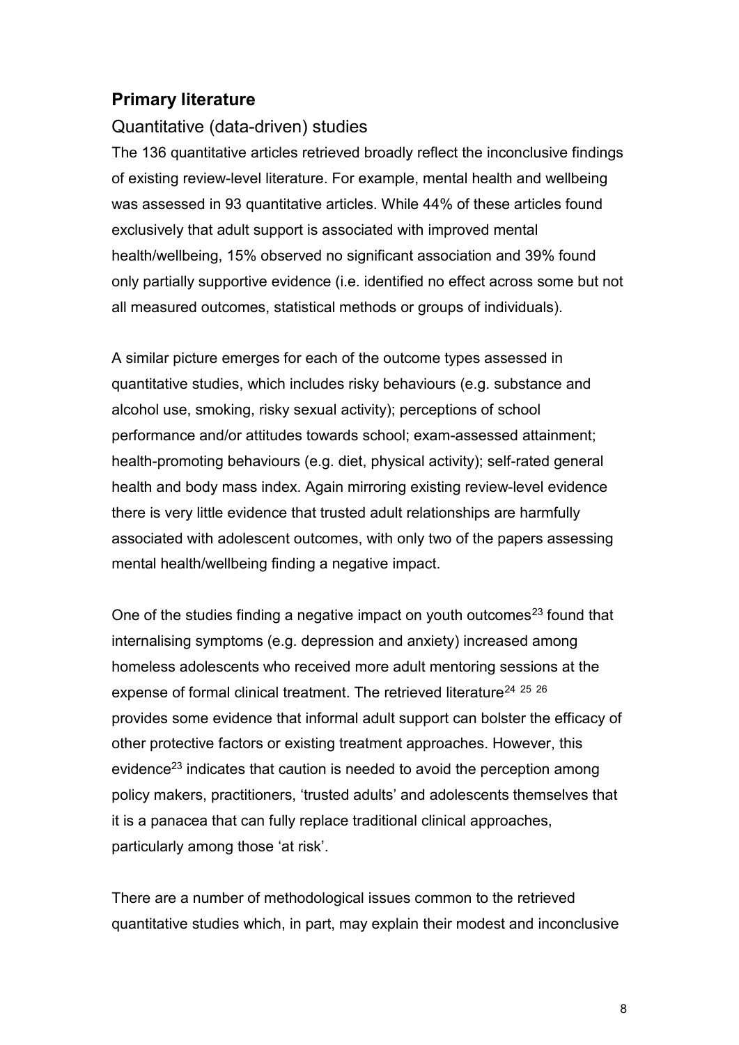## Primary literature

### Quantitative (data-driven) studies

The 136 quantitative articles retrieved broadly reflect the inconclusive findings of existing review-level literature. For example, mental health and wellbeing was assessed in 93 quantitative articles. While 44% of these articles found exclusively that adult support is associated with improved mental health/wellbeing, 15% observed no significant association and 39% found only partially supportive evidence (i.e. identified no effect across some but not all measured outcomes, statistical methods or groups of individuals).

A similar picture emerges for each of the outcome types assessed in quantitative studies, which includes risky behaviours (e.g. substance and alcohol use, smoking, risky sexual activity); perceptions of school performance and/or attitudes towards school; exam-assessed attainment; health-promoting behaviours (e.g. diet, physical activity); self-rated general health and body mass index. Again mirroring existing review-level evidence there is very little evidence that trusted adult relationships are harmfully associated with adolescent outcomes, with only two of the papers assessing mental health/wellbeing finding a negative impact.

One of the studies finding a negative impact on youth outcomes[23] found that internalising symptoms (e.g. depression and anxiety) increased among homeless adolescents who received more adult mentoring sessions at the expense of formal clinical treatment. The retrieved literature[24] [25] [26] provides some evidence that informal adult support can bolster the efficacy of other protective factors or existing treatment approaches. However, this evidence[23] indicates that caution is needed to avoid the perception among policy makers, practitioners, 'trusted adults' and adolescents themselves that it is a panacea that can fully replace traditional clinical approaches, particularly among those 'at risk'.

There are a number of methodological issues common to the retrieved quantitative studies which, in part, may explain their modest and inconclusive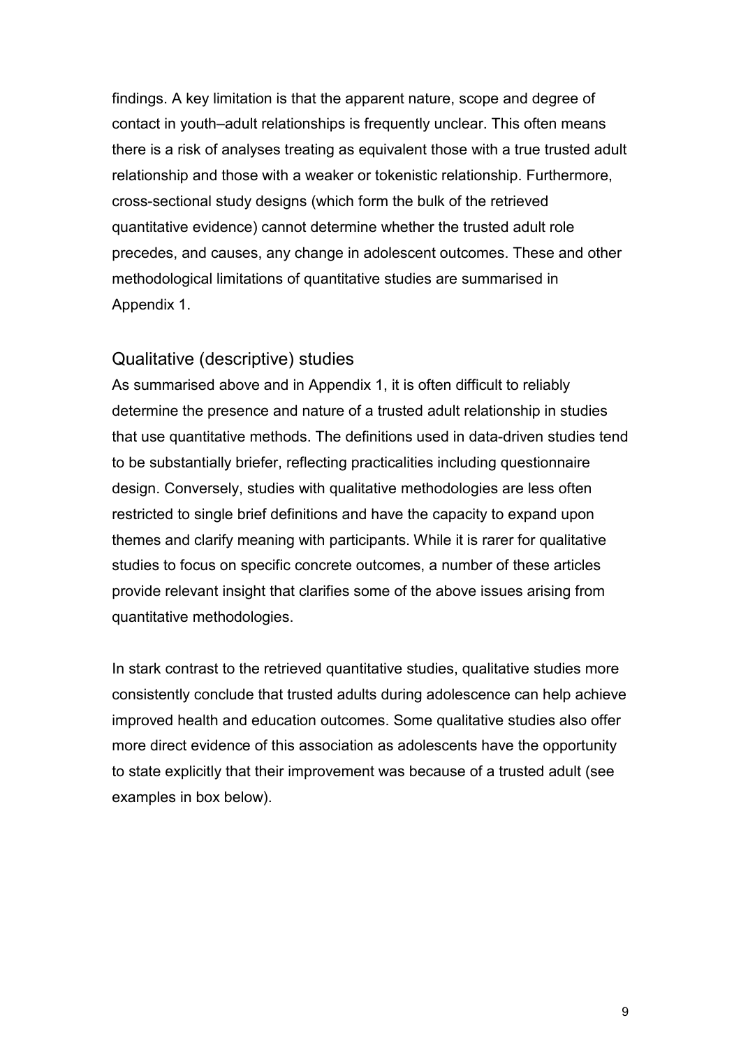findings. A key limitation is that the apparent nature, scope and degree of contact in youth–adult relationships is frequently unclear. This often means there is a risk of analyses treating as equivalent those with a true trusted adult relationship and those with a weaker or tokenistic relationship. Furthermore, cross-sectional study designs (which form the bulk of the retrieved quantitative evidence) cannot determine whether the trusted adult role precedes, and causes, any change in adolescent outcomes. These and other methodological limitations of quantitative studies are summarised in Appendix 1.

## Qualitative (descriptive) studies

As summarised above and in Appendix 1, it is often difficult to reliably determine the presence and nature of a trusted adult relationship in studies that use quantitative methods. The definitions used in data-driven studies tend to be substantially briefer, reflecting practicalities including questionnaire design. Conversely, studies with qualitative methodologies are less often restricted to single brief definitions and have the capacity to expand upon themes and clarify meaning with participants. While it is rarer for qualitative studies to focus on specific concrete outcomes, a number of these articles provide relevant insight that clarifies some of the above issues arising from quantitative methodologies.

In stark contrast to the retrieved quantitative studies, qualitative studies more consistently conclude that trusted adults during adolescence can help achieve improved health and education outcomes. Some qualitative studies also offer more direct evidence of this association as adolescents have the opportunity to state explicitly that their improvement was because of a trusted adult (see examples in box below).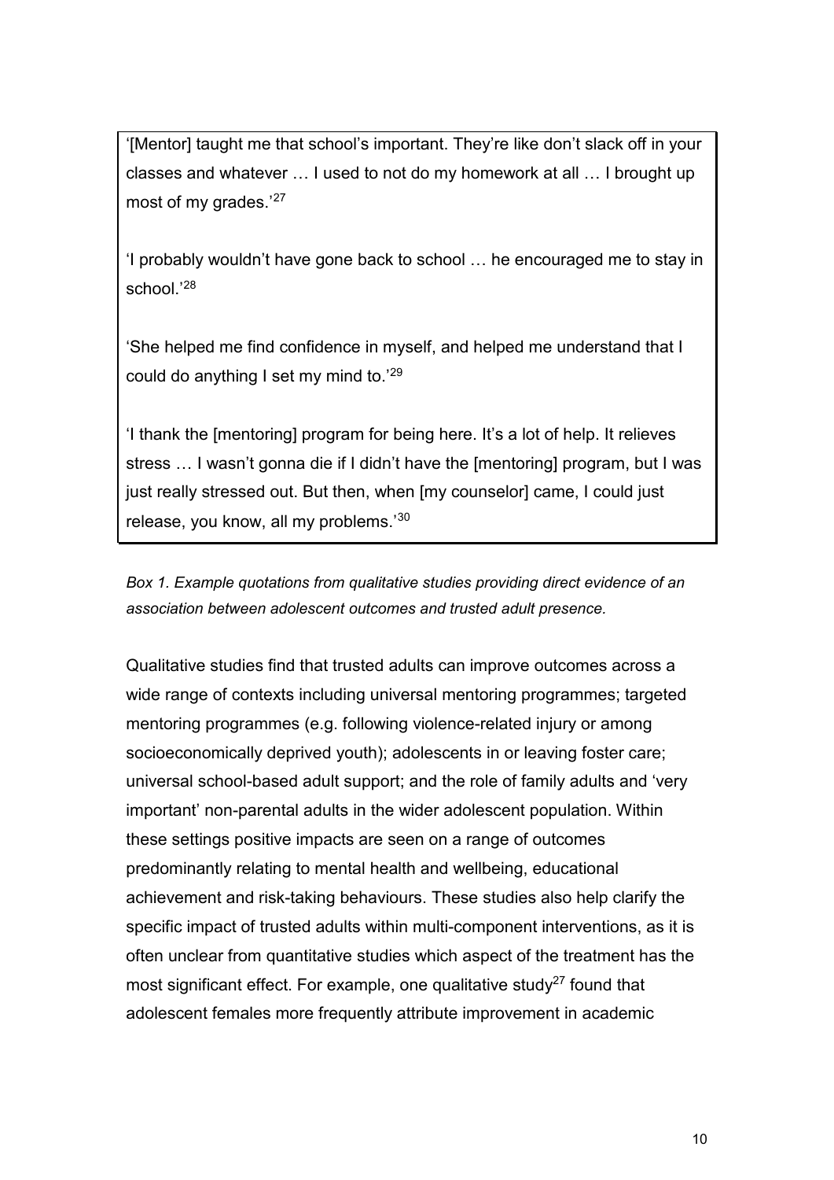'[Mentor] taught me that school's important. They're like don't slack off in your classes and whatever … I used to not do my homework at all … I brought up most of my grades.'[27]

'I probably wouldn't have gone back to school … he encouraged me to stay in school.'[28]

'She helped me find confidence in myself, and helped me understand that I could do anything I set my mind to.'[29]

'I thank the [mentoring] program for being here. It's a lot of help. It relieves stress … I wasn't gonna die if I didn't have the [mentoring] program, but I was just really stressed out. But then, when [my counselor] came, I could just release, you know, all my problems.'[30]

*Box 1. Example quotations from qualitative studies providing direct evidence of an association between adolescent outcomes and trusted adult presence.*

Qualitative studies find that trusted adults can improve outcomes across a wide range of contexts including universal mentoring programmes; targeted mentoring programmes (e.g. following violence-related injury or among socioeconomically deprived youth); adolescents in or leaving foster care; universal school-based adult support; and the role of family adults and 'very important' non-parental adults in the wider adolescent population. Within these settings positive impacts are seen on a range of outcomes predominantly relating to mental health and wellbeing, educational achievement and risk-taking behaviours. These studies also help clarify the specific impact of trusted adults within multi-component interventions, as it is often unclear from quantitative studies which aspect of the treatment has the most significant effect. For example, one qualitative study[27] found that adolescent females more frequently attribute improvement in academic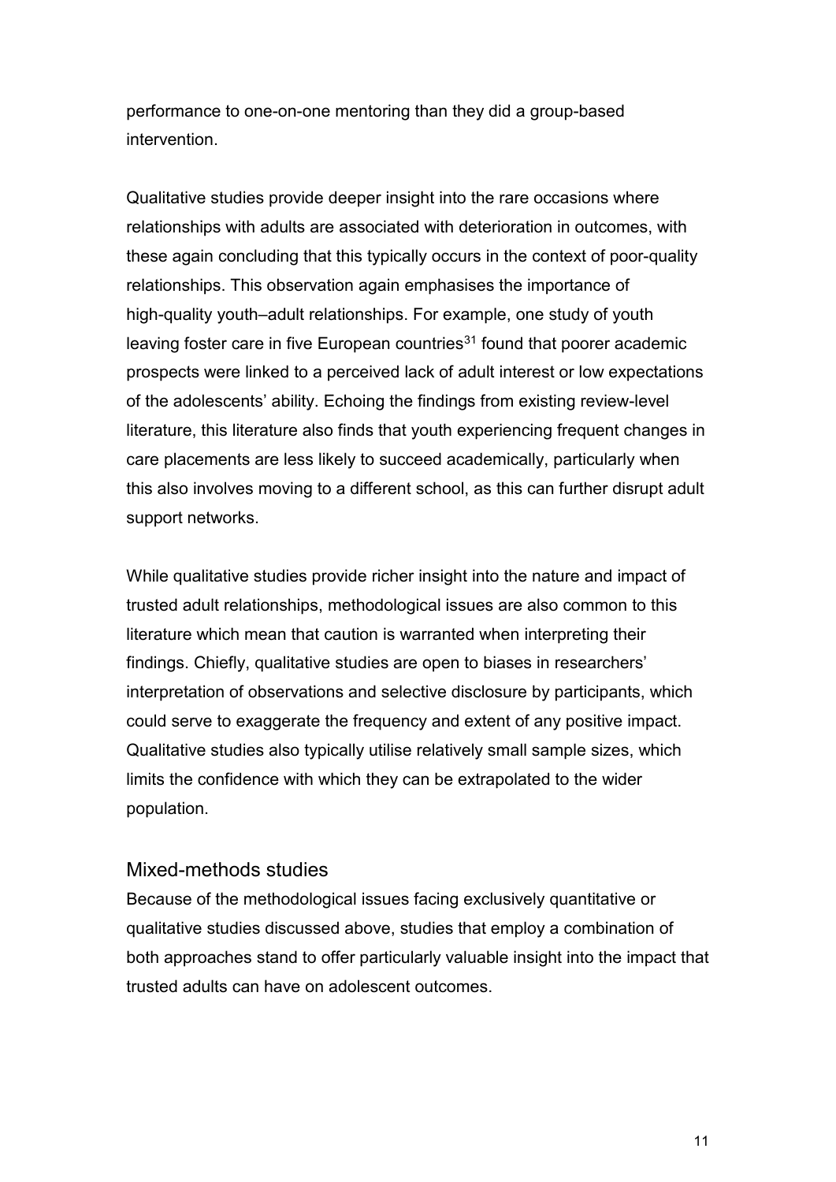performance to one-on-one mentoring than they did a group-based intervention.

Qualitative studies provide deeper insight into the rare occasions where relationships with adults are associated with deterioration in outcomes, with these again concluding that this typically occurs in the context of poor-quality relationships. This observation again emphasises the importance of high-quality youth–adult relationships. For example, one study of youth leaving foster care in five European countries[31] found that poorer academic prospects were linked to a perceived lack of adult interest or low expectations of the adolescents' ability. Echoing the findings from existing review-level literature, this literature also finds that youth experiencing frequent changes in care placements are less likely to succeed academically, particularly when this also involves moving to a different school, as this can further disrupt adult support networks.

While qualitative studies provide richer insight into the nature and impact of trusted adult relationships, methodological issues are also common to this literature which mean that caution is warranted when interpreting their findings. Chiefly, qualitative studies are open to biases in researchers' interpretation of observations and selective disclosure by participants, which could serve to exaggerate the frequency and extent of any positive impact. Qualitative studies also typically utilise relatively small sample sizes, which limits the confidence with which they can be extrapolated to the wider population.

## Mixed-methods studies

Because of the methodological issues facing exclusively quantitative or qualitative studies discussed above, studies that employ a combination of both approaches stand to offer particularly valuable insight into the impact that trusted adults can have on adolescent outcomes.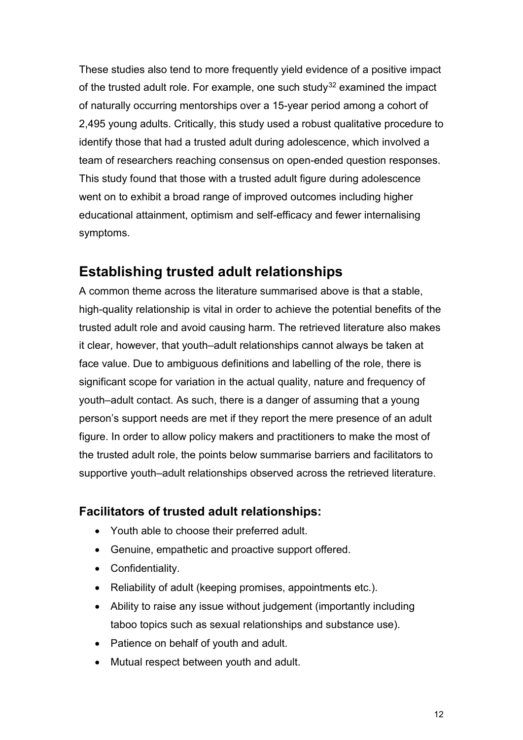These studies also tend to more frequently yield evidence of a positive impact of the trusted adult role. For example, one such study[32] examined the impact of naturally occurring mentorships over a 15-year period among a cohort of 2,495 young adults. Critically, this study used a robust qualitative procedure to identify those that had a trusted adult during adolescence, which involved a team of researchers reaching consensus on open-ended question responses. This study found that those with a trusted adult figure during adolescence went on to exhibit a broad range of improved outcomes including higher educational attainment, optimism and self-efficacy and fewer internalising symptoms.

## Establishing trusted adult relationships

A common theme across the literature summarised above is that a stable, high-quality relationship is vital in order to achieve the potential benefits of the trusted adult role and avoid causing harm. The retrieved literature also makes it clear, however, that youth–adult relationships cannot always be taken at face value. Due to ambiguous definitions and labelling of the role, there is significant scope for variation in the actual quality, nature and frequency of youth–adult contact. As such, there is a danger of assuming that a young person's support needs are met if they report the mere presence of an adult figure. In order to allow policy makers and practitioners to make the most of the trusted adult role, the points below summarise barriers and facilitators to supportive youth–adult relationships observed across the retrieved literature.

### Facilitators of trusted adult relationships:

- Youth able to choose their preferred adult.
- Genuine, empathetic and proactive support offered.
- Confidentiality.
- Reliability of adult (keeping promises, appointments etc.).
- Ability to raise any issue without judgement (importantly including taboo topics such as sexual relationships and substance use).
- Patience on behalf of youth and adult.
- Mutual respect between youth and adult.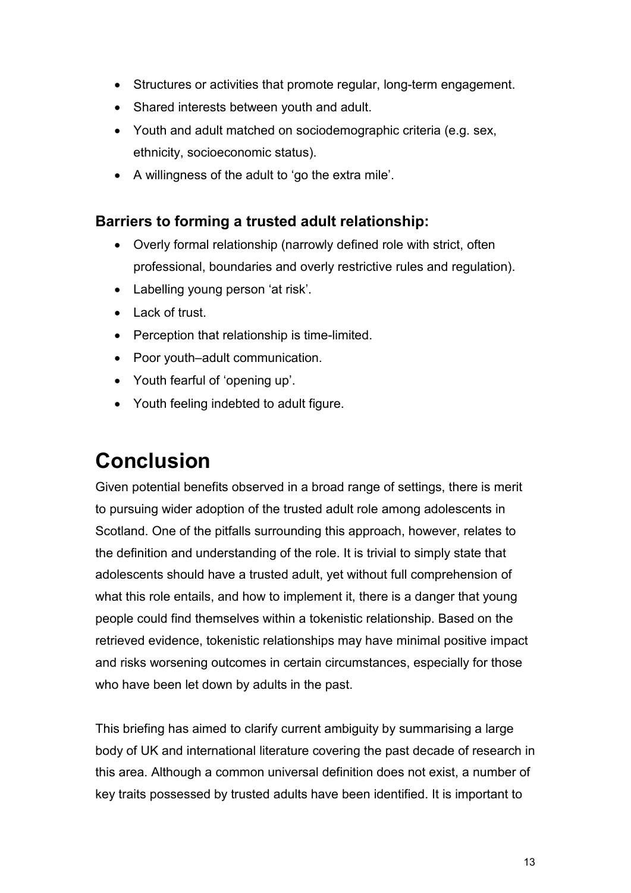- Structures or activities that promote regular, long-term engagement.
- Shared interests between youth and adult.
- Youth and adult matched on sociodemographic criteria (e.g. sex, ethnicity, socioeconomic status).
- A willingness of the adult to 'go the extra mile'.

### Barriers to forming a trusted adult relationship:

- Overly formal relationship (narrowly defined role with strict, often professional, boundaries and overly restrictive rules and regulation).
- Labelling young person 'at risk'.
- Lack of trust.
- Perception that relationship is time-limited.
- Poor youth–adult communication.
- Youth fearful of 'opening up'.
- Youth feeling indebted to adult figure.

# Conclusion

Given potential benefits observed in a broad range of settings, there is merit to pursuing wider adoption of the trusted adult role among adolescents in Scotland. One of the pitfalls surrounding this approach, however, relates to the definition and understanding of the role. It is trivial to simply state that adolescents should have a trusted adult, yet without full comprehension of what this role entails, and how to implement it, there is a danger that young people could find themselves within a tokenistic relationship. Based on the retrieved evidence, tokenistic relationships may have minimal positive impact and risks worsening outcomes in certain circumstances, especially for those who have been let down by adults in the past.

This briefing has aimed to clarify current ambiguity by summarising a large body of UK and international literature covering the past decade of research in this area. Although a common universal definition does not exist, a number of key traits possessed by trusted adults have been identified. It is important to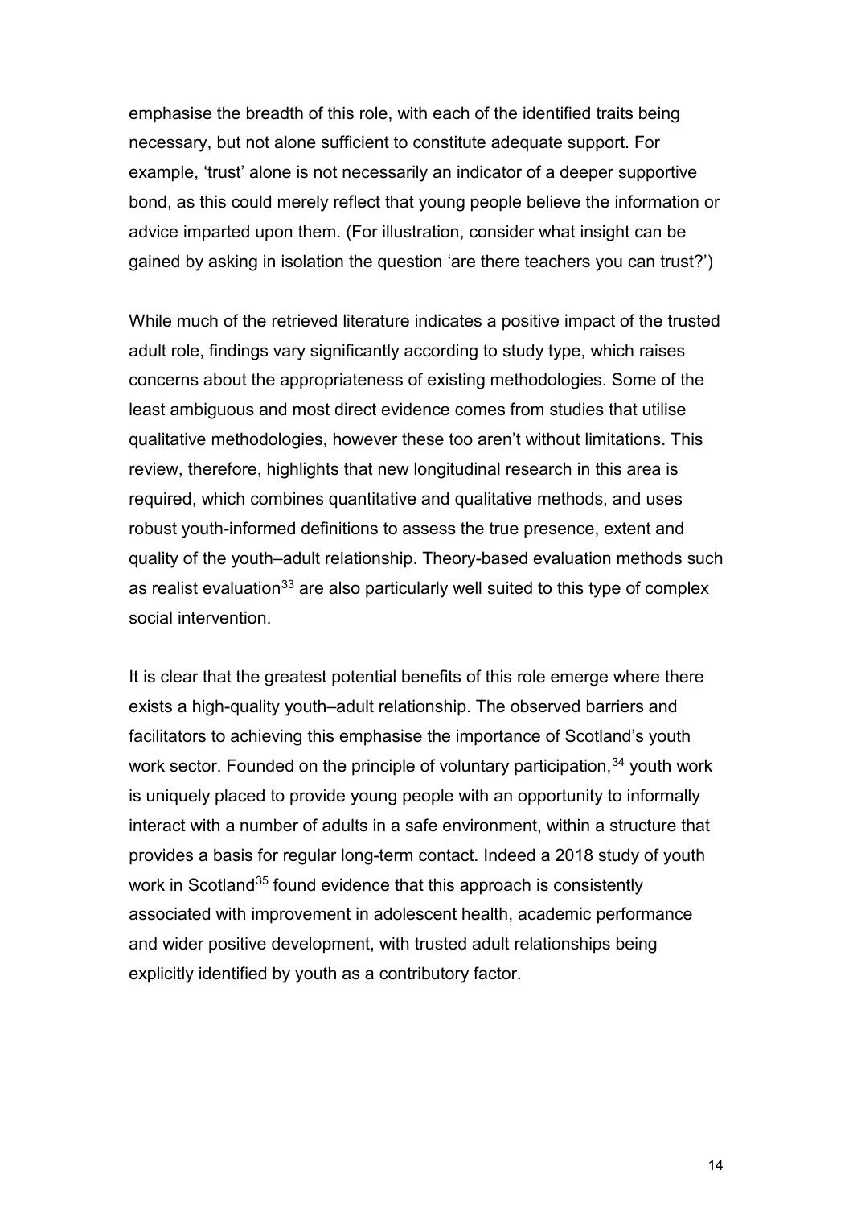emphasise the breadth of this role, with each of the identified traits being necessary, but not alone sufficient to constitute adequate support. For example, 'trust' alone is not necessarily an indicator of a deeper supportive bond, as this could merely reflect that young people believe the information or advice imparted upon them. (For illustration, consider what insight can be gained by asking in isolation the question 'are there teachers you can trust?')

While much of the retrieved literature indicates a positive impact of the trusted adult role, findings vary significantly according to study type, which raises concerns about the appropriateness of existing methodologies. Some of the least ambiguous and most direct evidence comes from studies that utilise qualitative methodologies, however these too aren't without limitations. This review, therefore, highlights that new longitudinal research in this area is required, which combines quantitative and qualitative methods, and uses robust youth-informed definitions to assess the true presence, extent and quality of the youth–adult relationship. Theory-based evaluation methods such as realist evaluation[33] are also particularly well suited to this type of complex social intervention.

It is clear that the greatest potential benefits of this role emerge where there exists a high-quality youth–adult relationship. The observed barriers and facilitators to achieving this emphasise the importance of Scotland's youth work sector. Founded on the principle of voluntary participation,[34] youth work is uniquely placed to provide young people with an opportunity to informally interact with a number of adults in a safe environment, within a structure that provides a basis for regular long-term contact. Indeed a 2018 study of youth work in Scotland[35] found evidence that this approach is consistently associated with improvement in adolescent health, academic performance and wider positive development, with trusted adult relationships being explicitly identified by youth as a contributory factor.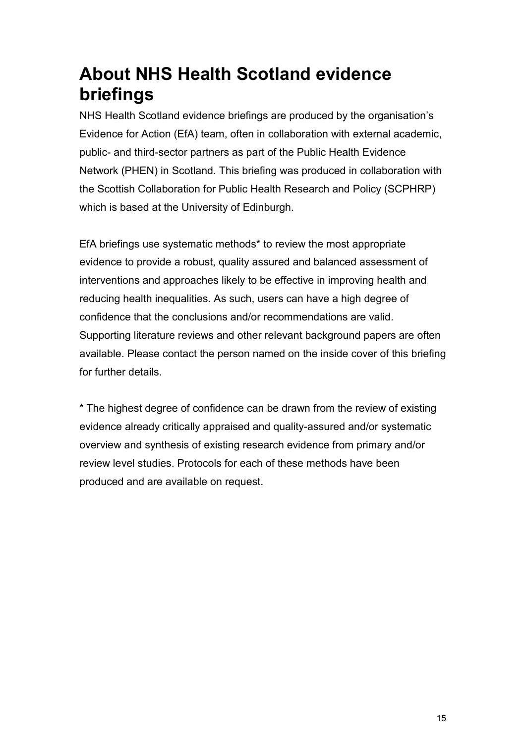# About NHS Health Scotland evidence briefings

NHS Health Scotland evidence briefings are produced by the organisation's Evidence for Action (EfA) team, often in collaboration with external academic, public- and third-sector partners as part of the Public Health Evidence Network (PHEN) in Scotland. This briefing was produced in collaboration with the Scottish Collaboration for Public Health Research and Policy (SCPHRP) which is based at the University of Edinburgh.

EfA briefings use systematic methods* to review the most appropriate evidence to provide a robust, quality assured and balanced assessment of interventions and approaches likely to be effective in improving health and reducing health inequalities. As such, users can have a high degree of confidence that the conclusions and/or recommendations are valid. Supporting literature reviews and other relevant background papers are often available. Please contact the person named on the inside cover of this briefing for further details.

* The highest degree of confidence can be drawn from the review of existing evidence already critically appraised and quality-assured and/or systematic overview and synthesis of existing research evidence from primary and/or review level studies. Protocols for each of these methods have been produced and are available on request.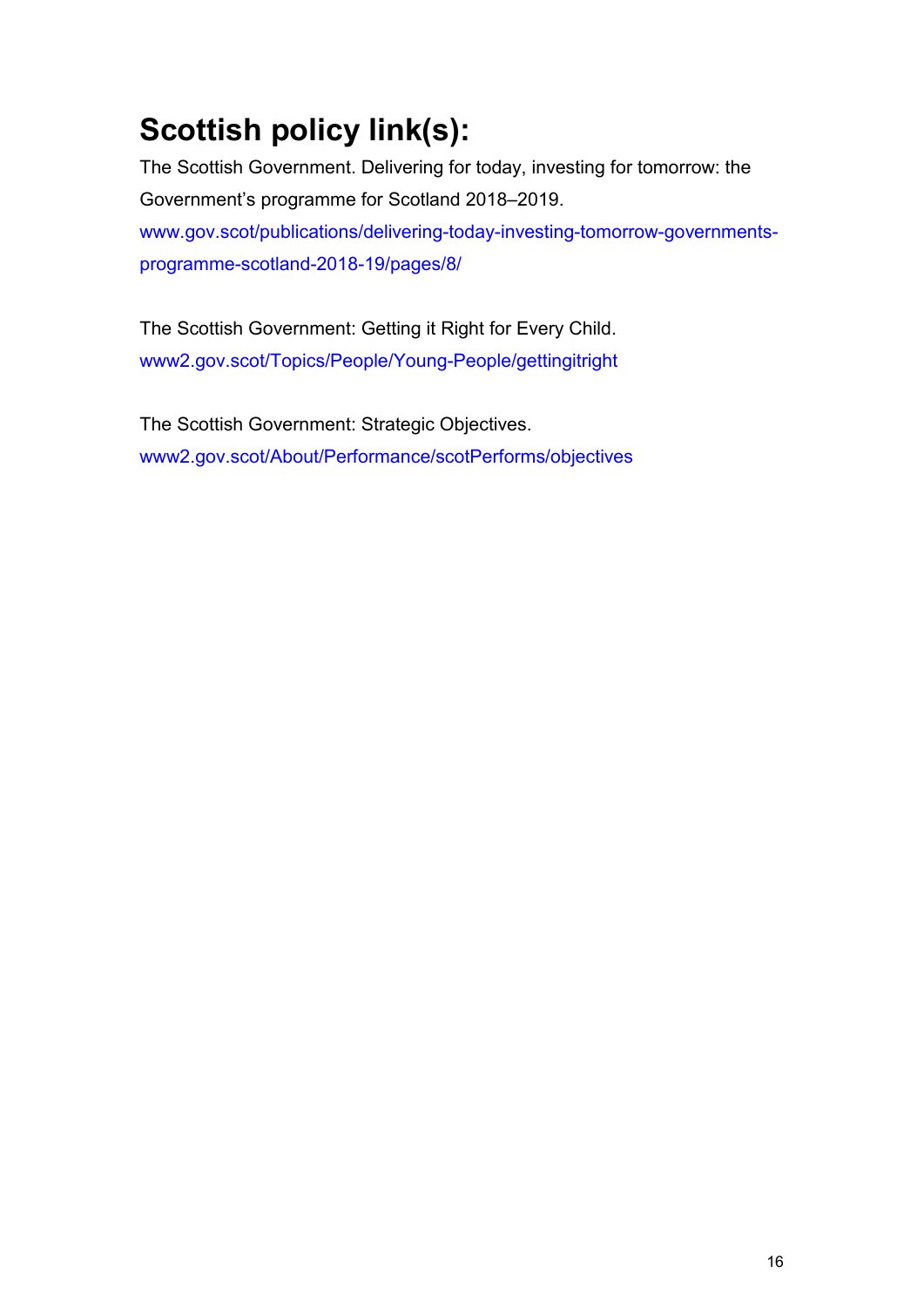# Scottish policy link(s):

The Scottish Government. Delivering for today, investing for tomorrow: the Government's programme for Scotland 2018–2019.
www.gov.scot/publications/delivering-today-investing-tomorrow-governments-programme-scotland-2018-19/pages/8/

The Scottish Government: Getting it Right for Every Child.
www2.gov.scot/Topics/People/Young-People/gettingitright

The Scottish Government: Strategic Objectives.
www2.gov.scot/About/Performance/scotPerforms/objectives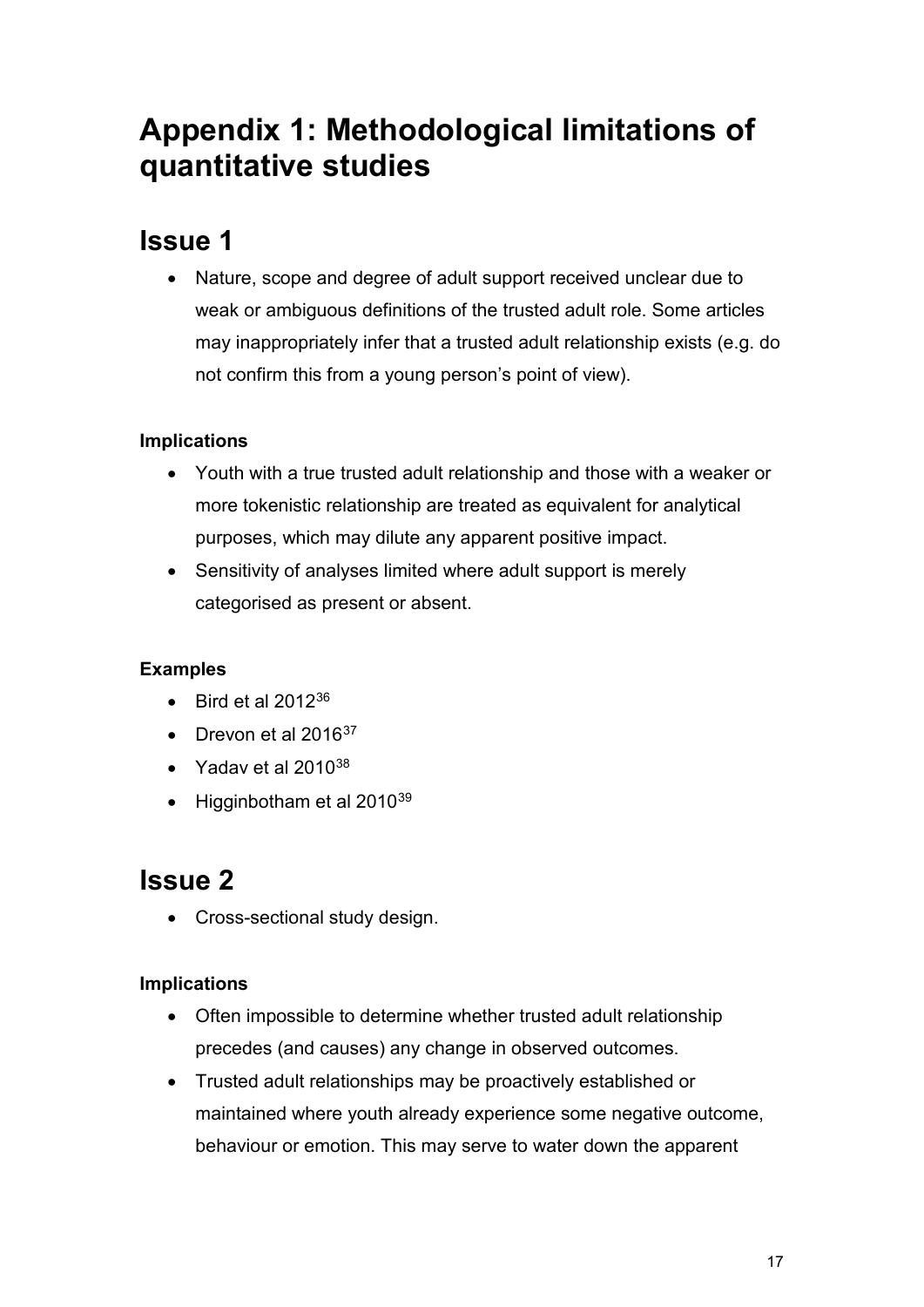# Appendix 1: Methodological limitations of quantitative studies

## Issue 1

- Nature, scope and degree of adult support received unclear due to weak or ambiguous definitions of the trusted adult role. Some articles may inappropriately infer that a trusted adult relationship exists (e.g. do not confirm this from a young person's point of view).

**Implications**

- Youth with a true trusted adult relationship and those with a weaker or more tokenistic relationship are treated as equivalent for analytical purposes, which may dilute any apparent positive impact.
- Sensitivity of analyses limited where adult support is merely categorised as present or absent.

**Examples**

- Bird et al 2012[36]
- Drevon et al 2016[37]
- Yadav et al 2010[38]
- Higginbotham et al 2010[39]

## Issue 2

- Cross-sectional study design.

**Implications**

- Often impossible to determine whether trusted adult relationship precedes (and causes) any change in observed outcomes.
- Trusted adult relationships may be proactively established or maintained where youth already experience some negative outcome, behaviour or emotion. This may serve to water down the apparent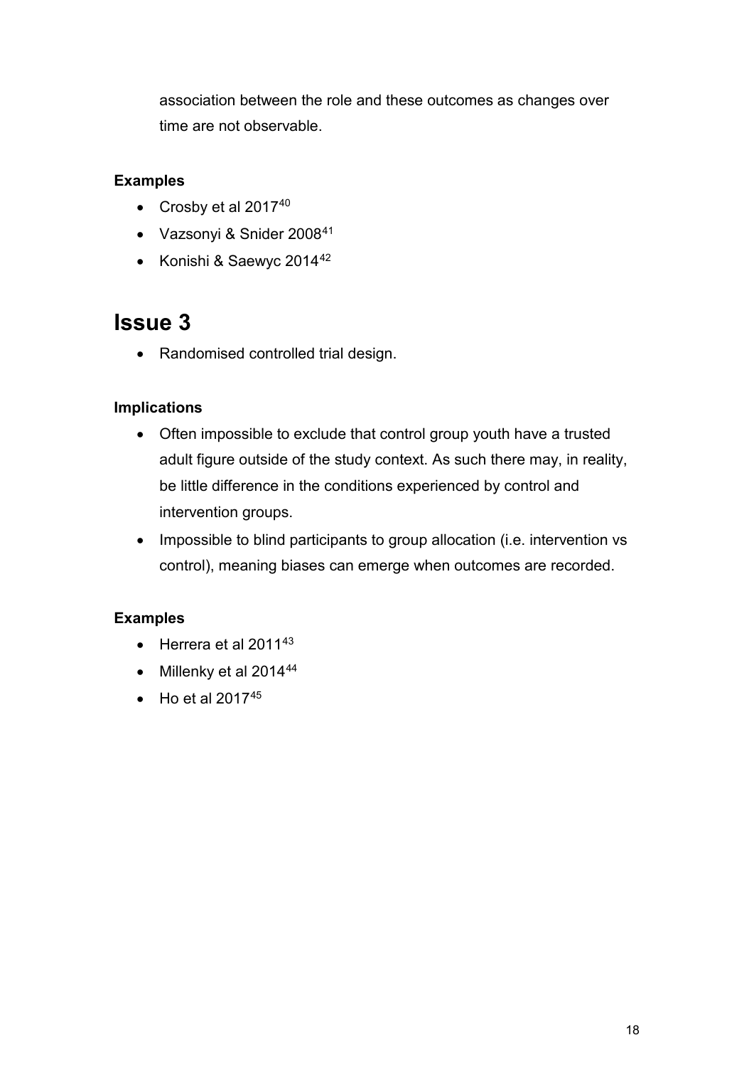association between the role and these outcomes as changes over time are not observable.

### Examples

- Crosby et al 2017[40]
- Vazsonyi & Snider 2008[41]
- Konishi & Saewyc 2014[42]

## Issue 3

- Randomised controlled trial design.

### Implications

- Often impossible to exclude that control group youth have a trusted adult figure outside of the study context. As such there may, in reality, be little difference in the conditions experienced by control and intervention groups.
- Impossible to blind participants to group allocation (i.e. intervention vs control), meaning biases can emerge when outcomes are recorded.

### Examples

- Herrera et al 2011[43]
- Millenky et al 2014[44]
- Ho et al 2017[45]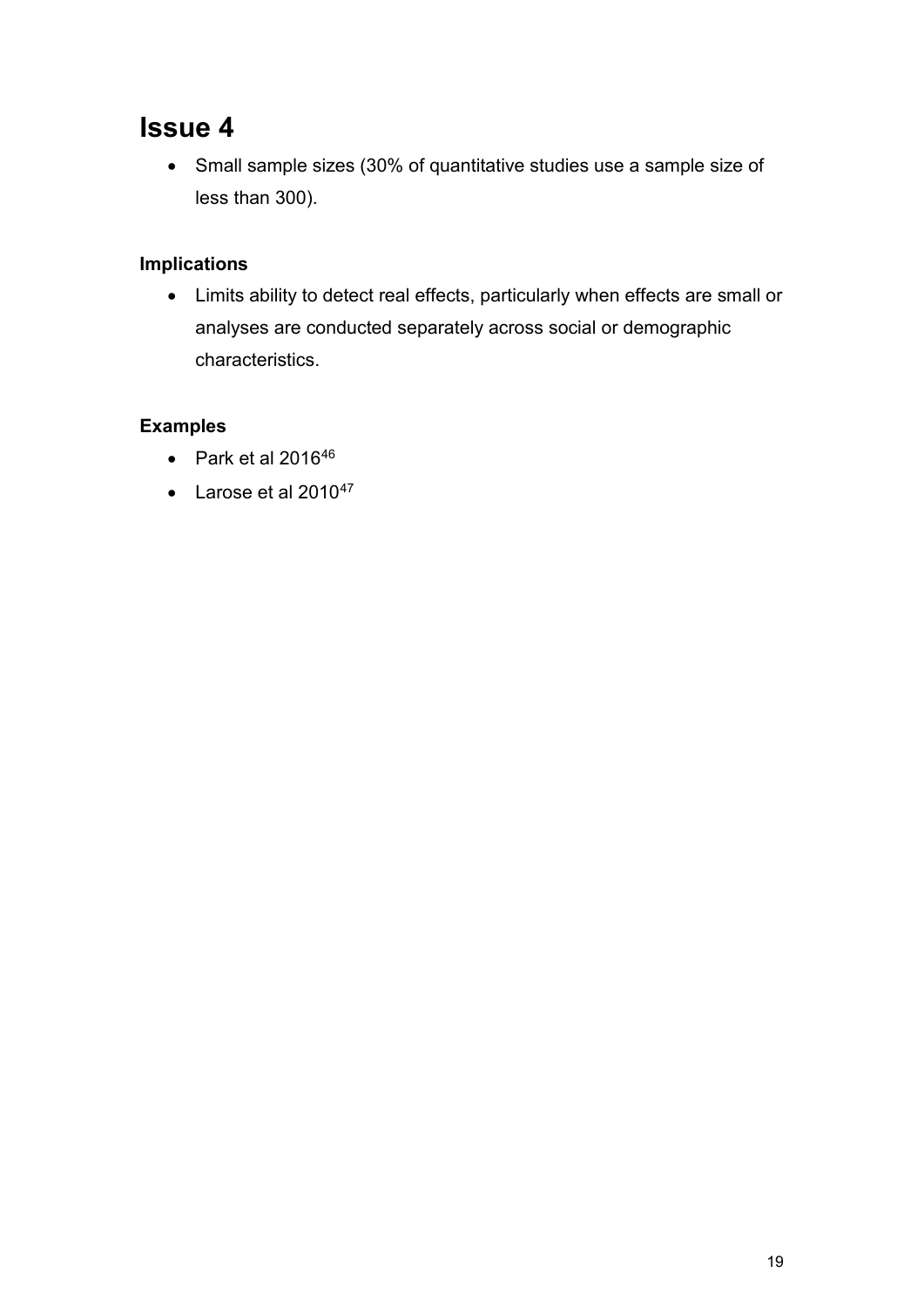# Issue 4

- Small sample sizes (30% of quantitative studies use a sample size of less than 300).

### Implications

- Limits ability to detect real effects, particularly when effects are small or analyses are conducted separately across social or demographic characteristics.

### Examples

- Park et al 2016[46]
- Larose et al 2010[47]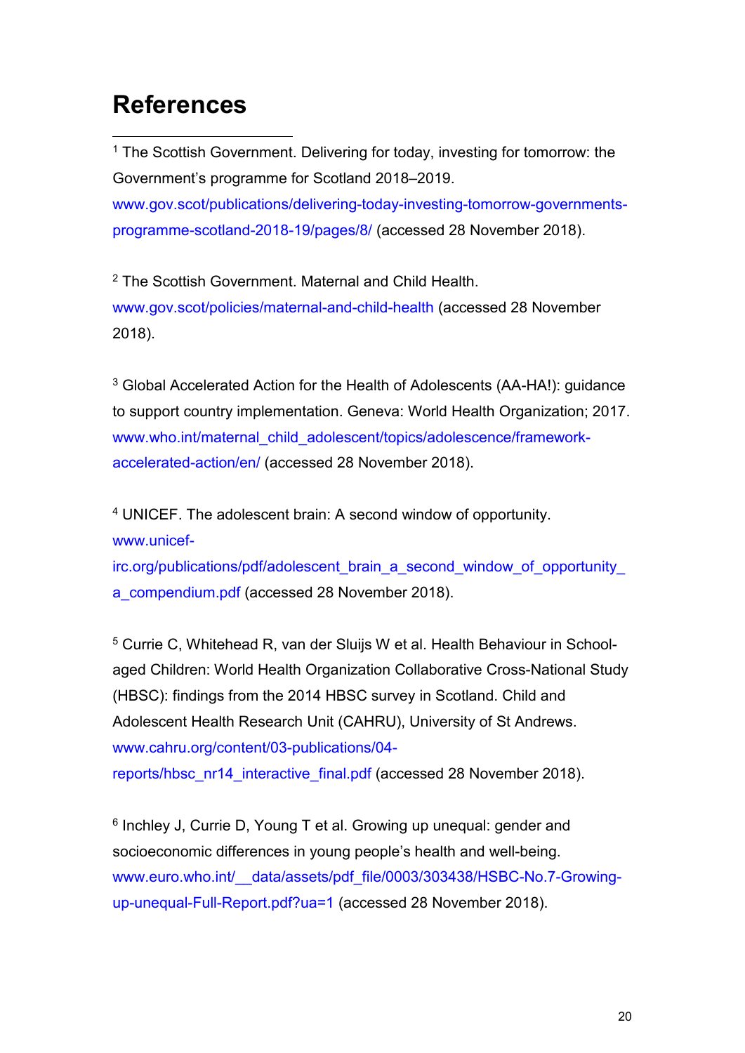# References

[1] The Scottish Government. Delivering for today, investing for tomorrow: the Government's programme for Scotland 2018–2019. www.gov.scot/publications/delivering-today-investing-tomorrow-governments-programme-scotland-2018-19/pages/8/ (accessed 28 November 2018).

[2] The Scottish Government. Maternal and Child Health. www.gov.scot/policies/maternal-and-child-health (accessed 28 November 2018).

[3] Global Accelerated Action for the Health of Adolescents (AA-HA!): guidance to support country implementation. Geneva: World Health Organization; 2017. www.who.int/maternal_child_adolescent/topics/adolescence/framework-accelerated-action/en/ (accessed 28 November 2018).

[4] UNICEF. The adolescent brain: A second window of opportunity. www.unicef-irc.org/publications/pdf/adolescent_brain_a_second_window_of_opportunity_a_compendium.pdf (accessed 28 November 2018).

[5] Currie C, Whitehead R, van der Sluijs W et al. Health Behaviour in School-aged Children: World Health Organization Collaborative Cross-National Study (HBSC): findings from the 2014 HBSC survey in Scotland. Child and Adolescent Health Research Unit (CAHRU), University of St Andrews. www.cahru.org/content/03-publications/04-reports/hbsc_nr14_interactive_final.pdf (accessed 28 November 2018).

[6] Inchley J, Currie D, Young T et al. Growing up unequal: gender and socioeconomic differences in young people's health and well-being. www.euro.who.int/__data/assets/pdf_file/0003/303438/HSBC-No.7-Growing-up-unequal-Full-Report.pdf?ua=1 (accessed 28 November 2018).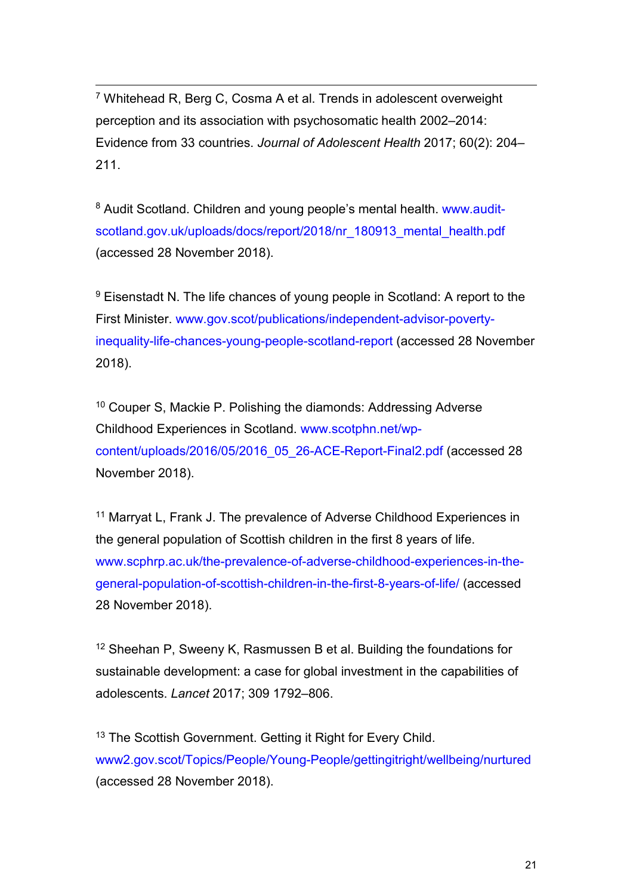[7] Whitehead R, Berg C, Cosma A et al. Trends in adolescent overweight perception and its association with psychosomatic health 2002–2014: Evidence from 33 countries. *Journal of Adolescent Health* 2017; 60(2): 204–211.

[8] Audit Scotland. Children and young people's mental health. www.audit-scotland.gov.uk/uploads/docs/report/2018/nr_180913_mental_health.pdf (accessed 28 November 2018).

[9] Eisenstadt N. The life chances of young people in Scotland: A report to the First Minister. www.gov.scot/publications/independent-advisor-poverty-inequality-life-chances-young-people-scotland-report (accessed 28 November 2018).

[10] Couper S, Mackie P. Polishing the diamonds: Addressing Adverse Childhood Experiences in Scotland. www.scotphn.net/wp-content/uploads/2016/05/2016_05_26-ACE-Report-Final2.pdf (accessed 28 November 2018).

[11] Marryat L, Frank J. The prevalence of Adverse Childhood Experiences in the general population of Scottish children in the first 8 years of life. www.scphrp.ac.uk/the-prevalence-of-adverse-childhood-experiences-in-the-general-population-of-scottish-children-in-the-first-8-years-of-life/ (accessed 28 November 2018).

[12] Sheehan P, Sweeny K, Rasmussen B et al. Building the foundations for sustainable development: a case for global investment in the capabilities of adolescents. *Lancet* 2017; 309 1792–806.

[13] The Scottish Government. Getting it Right for Every Child. www2.gov.scot/Topics/People/Young-People/gettingitright/wellbeing/nurtured (accessed 28 November 2018).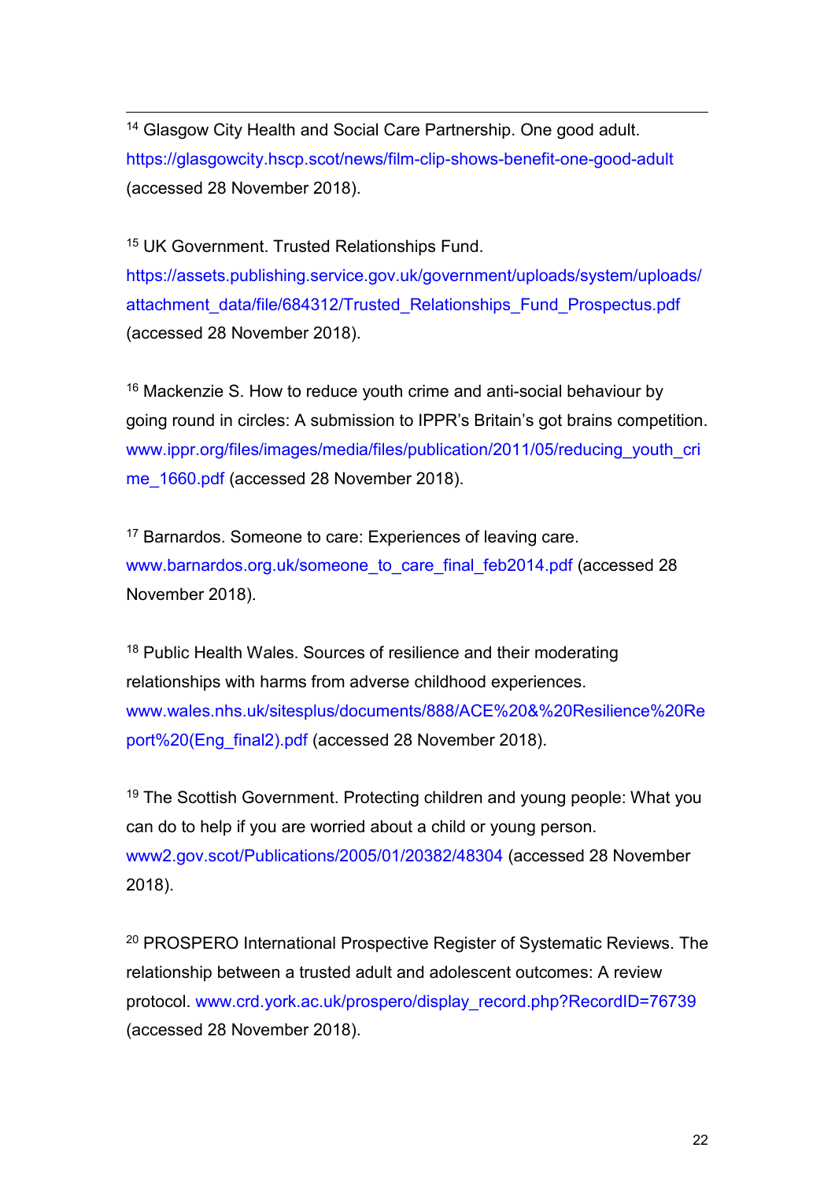[14] Glasgow City Health and Social Care Partnership. One good adult. https://glasgowcity.hscp.scot/news/film-clip-shows-benefit-one-good-adult (accessed 28 November 2018).

[15] UK Government. Trusted Relationships Fund. https://assets.publishing.service.gov.uk/government/uploads/system/uploads/attachment_data/file/684312/Trusted_Relationships_Fund_Prospectus.pdf (accessed 28 November 2018).

[16] Mackenzie S. How to reduce youth crime and anti-social behaviour by going round in circles: A submission to IPPR's Britain's got brains competition. www.ippr.org/files/images/media/files/publication/2011/05/reducing_youth_crime_1660.pdf (accessed 28 November 2018).

[17] Barnardos. Someone to care: Experiences of leaving care. www.barnardos.org.uk/someone_to_care_final_feb2014.pdf (accessed 28 November 2018).

[18] Public Health Wales. Sources of resilience and their moderating relationships with harms from adverse childhood experiences. www.wales.nhs.uk/sitesplus/documents/888/ACE%20&%20Resilience%20Report%20(Eng_final2).pdf (accessed 28 November 2018).

[19] The Scottish Government. Protecting children and young people: What you can do to help if you are worried about a child or young person. www2.gov.scot/Publications/2005/01/20382/48304 (accessed 28 November 2018).

[20] PROSPERO International Prospective Register of Systematic Reviews. The relationship between a trusted adult and adolescent outcomes: A review protocol. www.crd.york.ac.uk/prospero/display_record.php?RecordID=76739 (accessed 28 November 2018).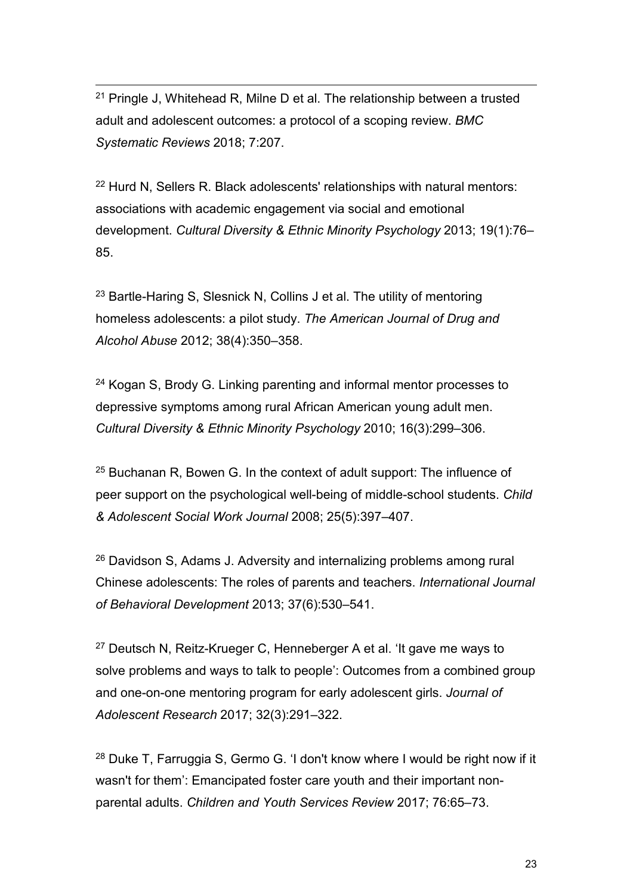[21] Pringle J, Whitehead R, Milne D et al. The relationship between a trusted adult and adolescent outcomes: a protocol of a scoping review. *BMC Systematic Reviews* 2018; 7:207.

[22] Hurd N, Sellers R. Black adolescents' relationships with natural mentors: associations with academic engagement via social and emotional development. *Cultural Diversity & Ethnic Minority Psychology* 2013; 19(1):76–85.

[23] Bartle-Haring S, Slesnick N, Collins J et al. The utility of mentoring homeless adolescents: a pilot study. *The American Journal of Drug and Alcohol Abuse* 2012; 38(4):350–358.

[24] Kogan S, Brody G. Linking parenting and informal mentor processes to depressive symptoms among rural African American young adult men. *Cultural Diversity & Ethnic Minority Psychology* 2010; 16(3):299–306.

[25] Buchanan R, Bowen G. In the context of adult support: The influence of peer support on the psychological well-being of middle-school students. *Child & Adolescent Social Work Journal* 2008; 25(5):397–407.

[26] Davidson S, Adams J. Adversity and internalizing problems among rural Chinese adolescents: The roles of parents and teachers. *International Journal of Behavioral Development* 2013; 37(6):530–541.

[27] Deutsch N, Reitz-Krueger C, Henneberger A et al. 'It gave me ways to solve problems and ways to talk to people': Outcomes from a combined group and one-on-one mentoring program for early adolescent girls. *Journal of Adolescent Research* 2017; 32(3):291–322.

[28] Duke T, Farruggia S, Germo G. 'I don't know where I would be right now if it wasn't for them': Emancipated foster care youth and their important non-parental adults. *Children and Youth Services Review* 2017; 76:65–73.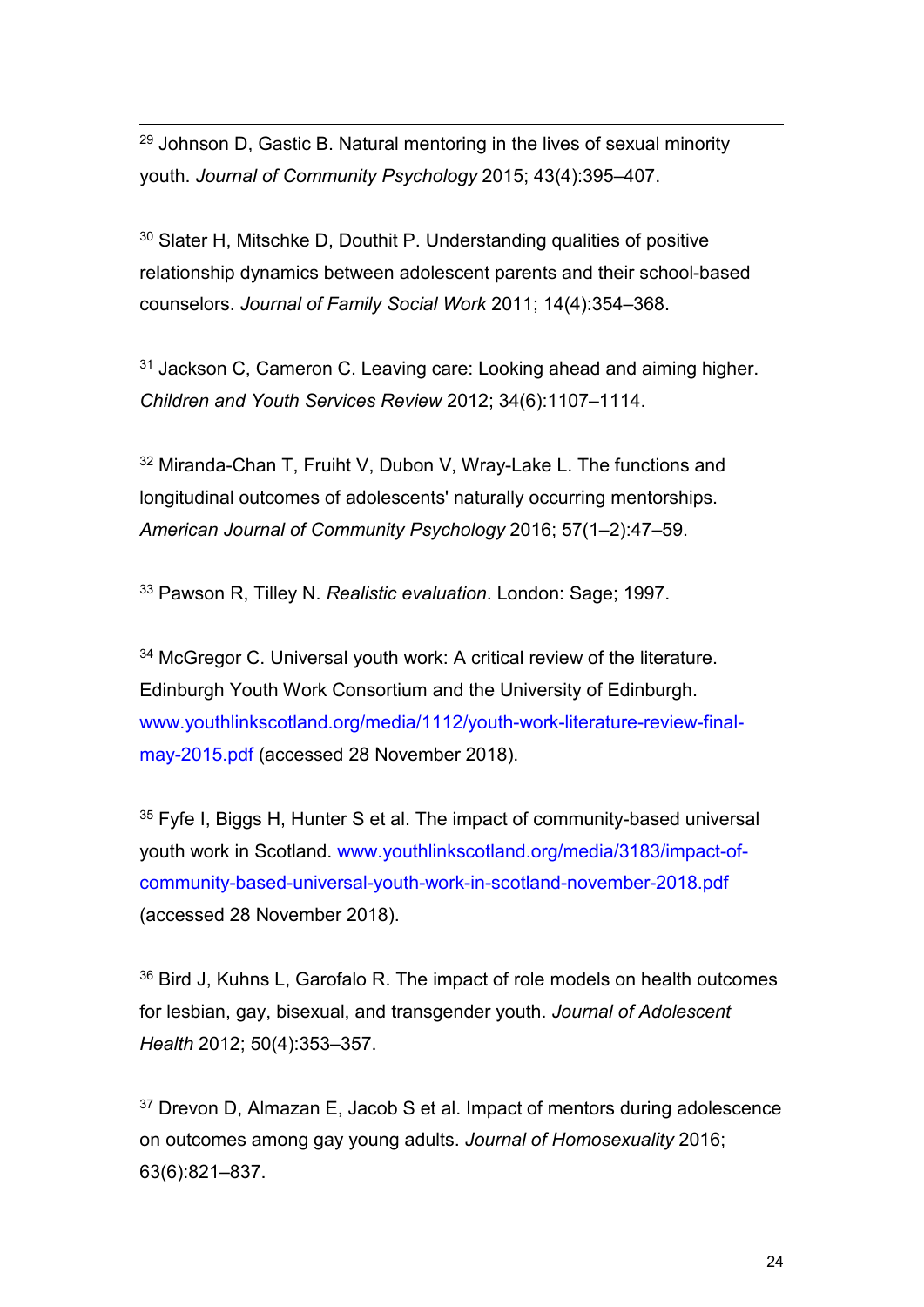[29] Johnson D, Gastic B. Natural mentoring in the lives of sexual minority youth. *Journal of Community Psychology* 2015; 43(4):395–407.

[30] Slater H, Mitschke D, Douthit P. Understanding qualities of positive relationship dynamics between adolescent parents and their school-based counselors. *Journal of Family Social Work* 2011; 14(4):354–368.

[31] Jackson C, Cameron C. Leaving care: Looking ahead and aiming higher. *Children and Youth Services Review* 2012; 34(6):1107–1114.

[32] Miranda-Chan T, Fruiht V, Dubon V, Wray-Lake L. The functions and longitudinal outcomes of adolescents' naturally occurring mentorships. *American Journal of Community Psychology* 2016; 57(1–2):47–59.

[33] Pawson R, Tilley N. *Realistic evaluation*. London: Sage; 1997.

[34] McGregor C. Universal youth work: A critical review of the literature. Edinburgh Youth Work Consortium and the University of Edinburgh. www.youthlinkscotland.org/media/1112/youth-work-literature-review-final-may-2015.pdf (accessed 28 November 2018).

[35] Fyfe I, Biggs H, Hunter S et al. The impact of community-based universal youth work in Scotland. www.youthlinkscotland.org/media/3183/impact-of-community-based-universal-youth-work-in-scotland-november-2018.pdf (accessed 28 November 2018).

[36] Bird J, Kuhns L, Garofalo R. The impact of role models on health outcomes for lesbian, gay, bisexual, and transgender youth. *Journal of Adolescent Health* 2012; 50(4):353–357.

[37] Drevon D, Almazan E, Jacob S et al. Impact of mentors during adolescence on outcomes among gay young adults. *Journal of Homosexuality* 2016; 63(6):821–837.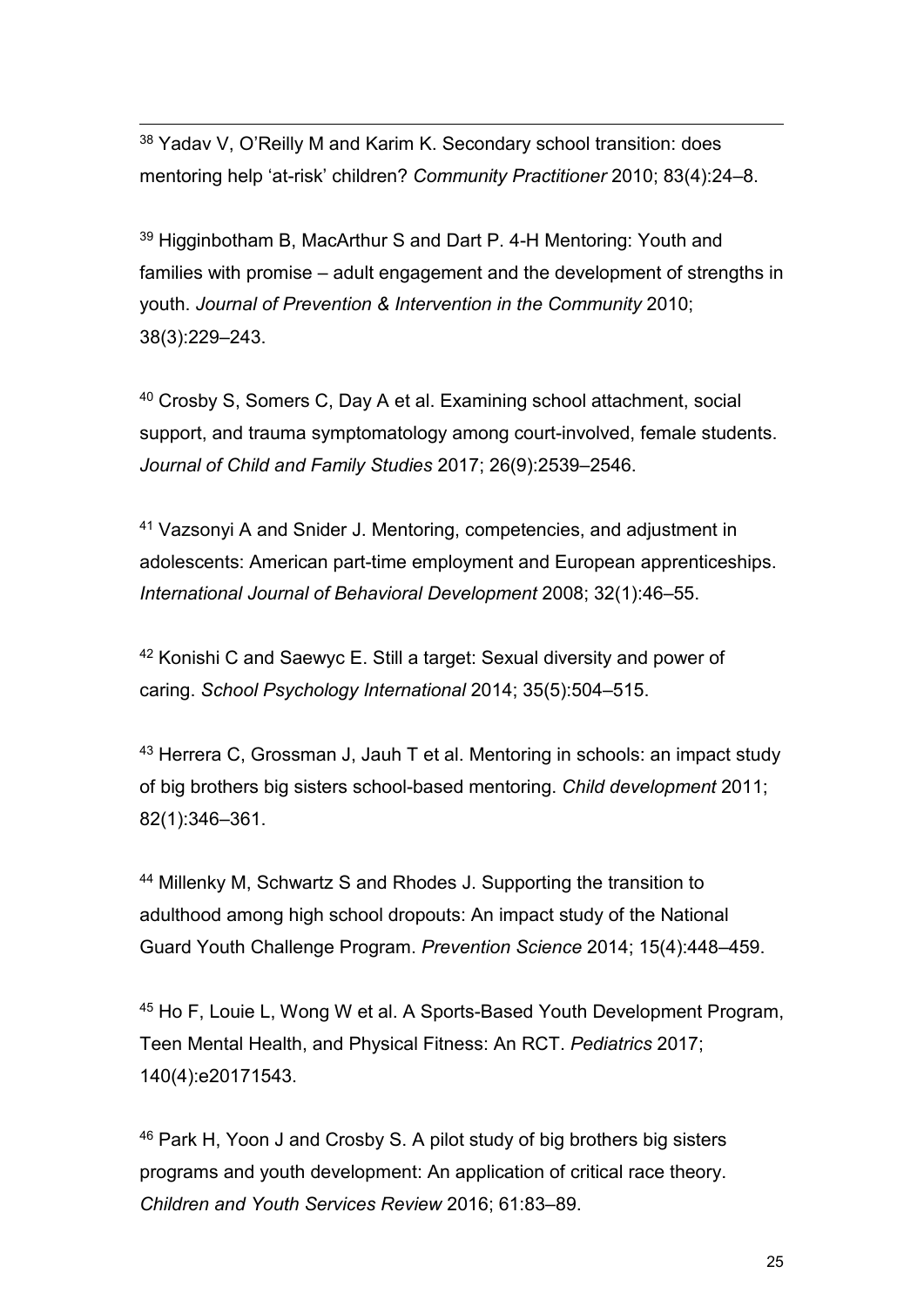[38] Yadav V, O'Reilly M and Karim K. Secondary school transition: does mentoring help 'at-risk' children? *Community Practitioner* 2010; 83(4):24–8.

[39] Higginbotham B, MacArthur S and Dart P. 4-H Mentoring: Youth and families with promise – adult engagement and the development of strengths in youth. *Journal of Prevention & Intervention in the Community* 2010; 38(3):229–243.

[40] Crosby S, Somers C, Day A et al. Examining school attachment, social support, and trauma symptomatology among court-involved, female students. *Journal of Child and Family Studies* 2017; 26(9):2539–2546.

[41] Vazsonyi A and Snider J. Mentoring, competencies, and adjustment in adolescents: American part-time employment and European apprenticeships. *International Journal of Behavioral Development* 2008; 32(1):46–55.

[42] Konishi C and Saewyc E. Still a target: Sexual diversity and power of caring. *School Psychology International* 2014; 35(5):504–515.

[43] Herrera C, Grossman J, Jauh T et al. Mentoring in schools: an impact study of big brothers big sisters school-based mentoring. *Child development* 2011; 82(1):346–361.

[44] Millenky M, Schwartz S and Rhodes J. Supporting the transition to adulthood among high school dropouts: An impact study of the National Guard Youth Challenge Program. *Prevention Science* 2014; 15(4):448–459.

[45] Ho F, Louie L, Wong W et al. A Sports-Based Youth Development Program, Teen Mental Health, and Physical Fitness: An RCT. *Pediatrics* 2017; 140(4):e20171543.

[46] Park H, Yoon J and Crosby S. A pilot study of big brothers big sisters programs and youth development: An application of critical race theory. *Children and Youth Services Review* 2016; 61:83–89.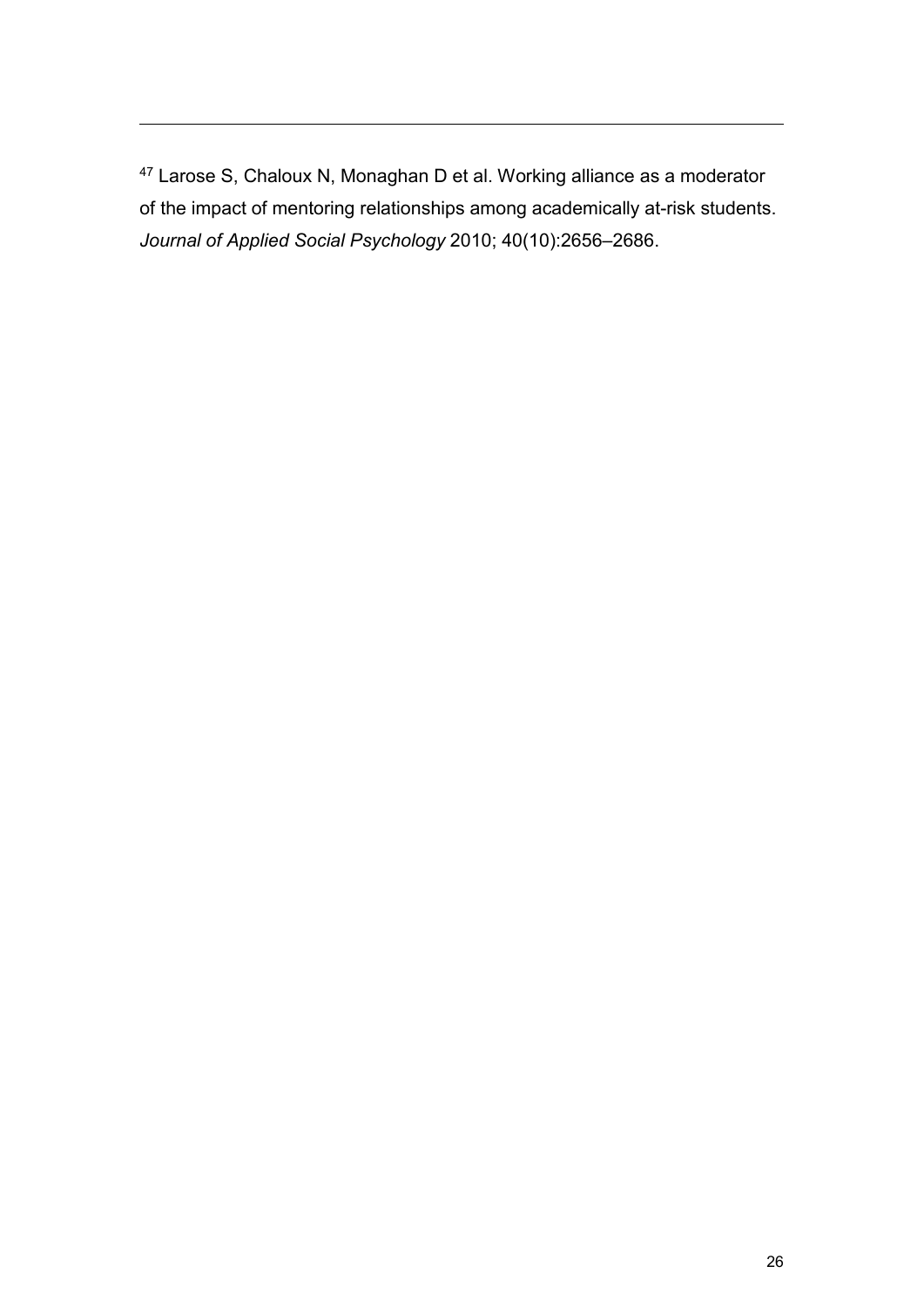[47] Larose S, Chaloux N, Monaghan D et al. Working alliance as a moderator of the impact of mentoring relationships among academically at-risk students. *Journal of Applied Social Psychology* 2010; 40(10):2656–2686.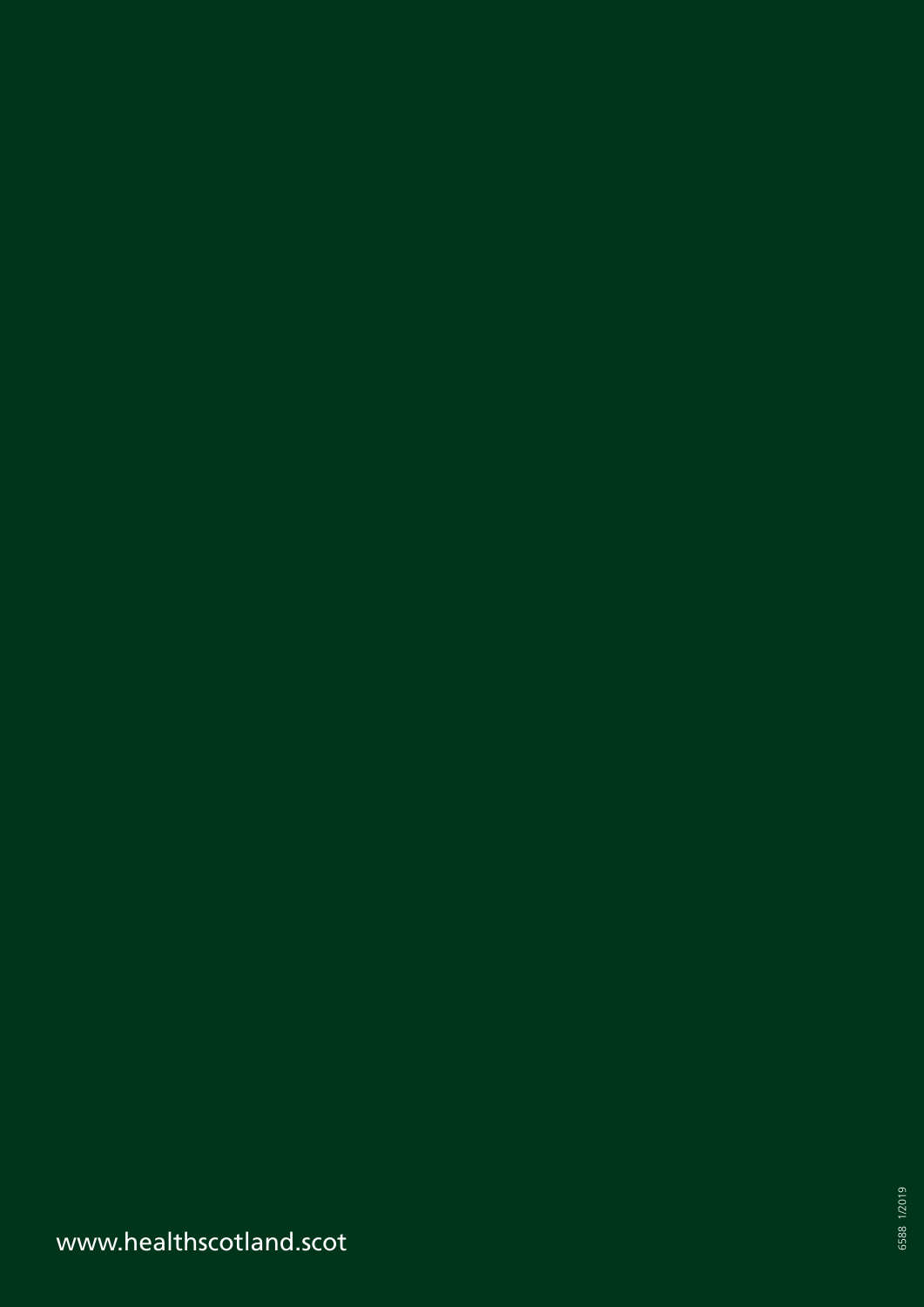www.healthscotland.scot

6588 1/2019